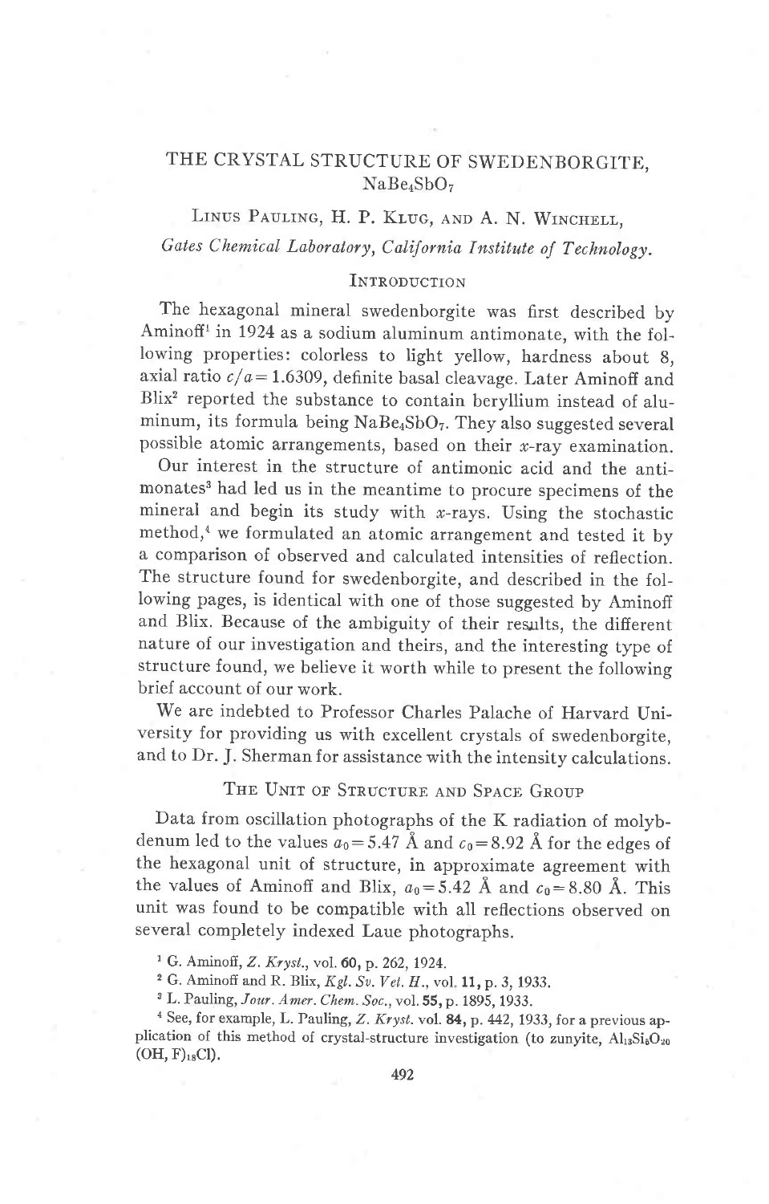# THE CRYSTAL STRUCTURE OF SWEDENBORGITE, $NaBe_4SbO_7$

LINUS PAULING, H. P. KLUG, AND A. N. WINCHELL,

*Gates Chemical Laboratory, California Institute of Technology.*

## INTRODUCTION

The hexagonal mineral swedenborgite was first described by Aminoff[1] in 1924 as a sodium aluminum antimonate, with the following properties: colorless to light yellow, hardness about 8, axial ratio $c/a = 1.6309$, definite basal cleavage. Later Aminoff and Blix[2] reported the substance to contain beryllium instead of aluminum, its formula being $NaBe_4SbO_7$. They also suggested several possible atomic arrangements, based on their *x*-ray examination.

Our interest in the structure of antimonic acid and the antimonates[3] had led us in the meantime to procure specimens of the mineral and begin its study with *x*-rays. Using the stochastic method,[4] we formulated an atomic arrangement and tested it by a comparison of observed and calculated intensities of reflection. The structure found for swedenborgite, and described in the following pages, is identical with one of those suggested by Aminoff and Blix. Because of the ambiguity of their results, the different nature of our investigation and theirs, and the interesting type of structure found, we believe it worth while to present the following brief account of our work.

We are indebted to Professor Charles Palache of Harvard University for providing us with excellent crystals of swedenborgite, and to Dr. J. Sherman for assistance with the intensity calculations.

## THE UNIT OF STRUCTURE AND SPACE GROUP

Data from oscillation photographs of the K radiation of molybdenum led to the values $a_0 = 5.47$ Å and $c_0 = 8.92$ Å for the edges of the hexagonal unit of structure, in approximate agreement with the values of Aminoff and Blix, $a_0 = 5.42$ Å and $c_0 = 8.80$ Å. This unit was found to be compatible with all reflections observed on several completely indexed Laue photographs.

---

[1] G. Aminoff, *Z. Kryst.*, vol. **60**, p. 262, 1924.

[2] G. Aminoff and R. Blix, *Kgl. Sv. Vet. H.*, vol. **11**, p. 3, 1933.

[3] L. Pauling, *Jour. Amer. Chem. Soc.*, vol. **55**, p. 1895, 1933.

[4] See, for example, L. Pauling, *Z. Kryst.* vol. **84**, p. 442, 1933, for a previous application of this method of crystal-structure investigation (to zunyite, $Al_{13}Si_5O_{20}(OH, F)_{18}Cl$).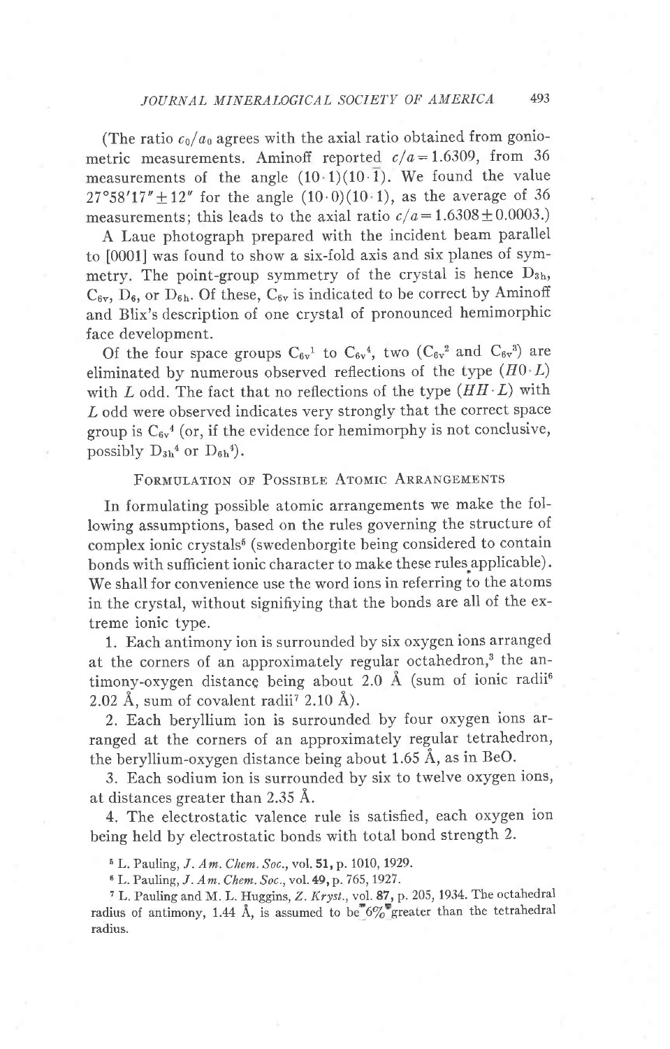(The ratio $c_0/a_0$ agrees with the axial ratio obtained from goniometric measurements. Aminoff reported $c/a = 1.6309$, from 36 measurements of the angle $(10\cdot1)(10\cdot\bar{1})$. We found the value $27°58'17'' \pm 12''$ for the angle $(10\cdot0)(10\cdot1)$, as the average of 36 measurements; this leads to the axial ratio $c/a = 1.6308 \pm 0.0003$.)

A Laue photograph prepared with the incident beam parallel to [0001] was found to show a six-fold axis and six planes of symmetry. The point-group symmetry of the crystal is hence $D_{3h}$, $C_{6v}$, $D_6$, or $D_{6h}$. Of these, $C_{6v}$ is indicated to be correct by Aminoff and Blix's description of one crystal of pronounced hemimorphic face development.

Of the four space groups $C_{6v}^1$ to $C_{6v}^4$, two ($C_{6v}^2$ and $C_{6v}^3$) are eliminated by numerous observed reflections of the type $(H0\cdot L)$ with $L$ odd. The fact that no reflections of the type $(HH\cdot L)$ with $L$ odd were observed indicates very strongly that the correct space group is $C_{6v}^4$ (or, if the evidence for hemimorphy is not conclusive, possibly $D_{3h}^4$ or $D_{6h}^4$).

## Formulation of Possible Atomic Arrangements

In formulating possible atomic arrangements we make the following assumptions, based on the rules governing the structure of complex ionic crystals[5] (swedenborgite being considered to contain bonds with sufficient ionic character to make these rules applicable). We shall for convenience use the word ions in referring to the atoms in the crystal, without signifiying that the bonds are all of the extreme ionic type.

1. Each antimony ion is surrounded by six oxygen ions arranged at the corners of an approximately regular octahedron,[3] the antimony-oxygen distance being about 2.0 Å (sum of ionic radii[6] 2.02 Å, sum of covalent radii[7] 2.10 Å).

2. Each beryllium ion is surrounded by four oxygen ions arranged at the corners of an approximately regular tetrahedron, the beryllium-oxygen distance being about 1.65 Å, as in BeO.

3. Each sodium ion is surrounded by six to twelve oxygen ions, at distances greater than 2.35 Å.

4. The electrostatic valence rule is satisfied, each oxygen ion being held by electrostatic bonds with total bond strength 2.

[5] L. Pauling, *J. Am. Chem. Soc.*, vol. **51**, p. 1010, 1929.

[6] L. Pauling, *J. Am. Chem. Soc.*, vol. **49**, p. 765, 1927.

[7] L. Pauling and M. L. Huggins, *Z. Kryst.*, vol. **87**, p. 205, 1934. The octahedral radius of antimony, 1.44 Å, is assumed to be 6% greater than the tetrahedral radius.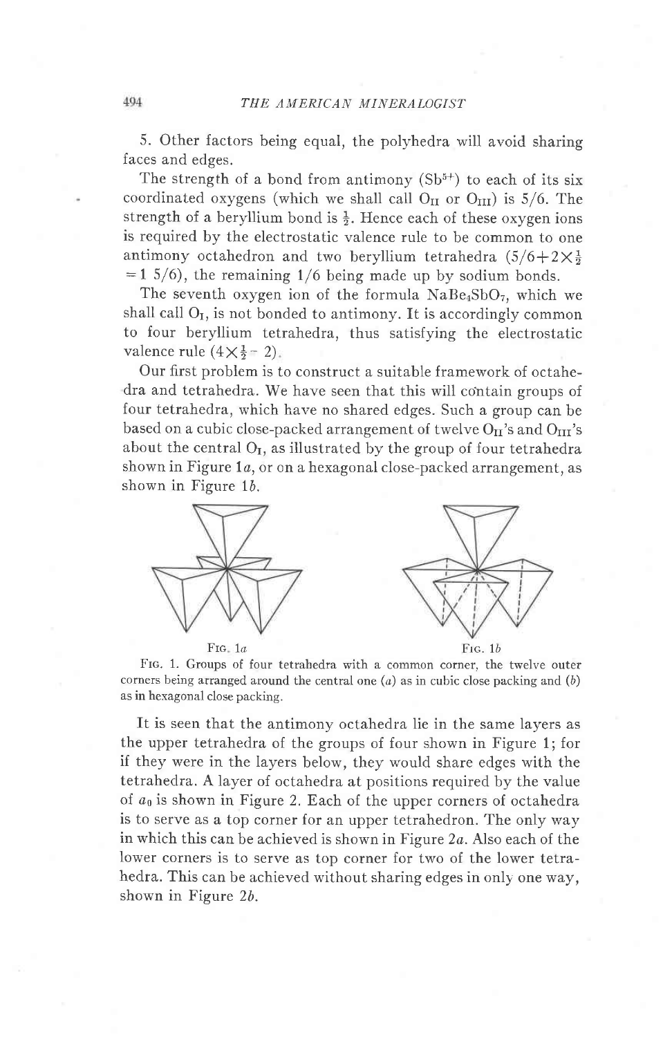5. Other factors being equal, the polyhedra will avoid sharing faces and edges.

The strength of a bond from antimony ($Sb^{5+}$) to each of its six coordinated oxygens (which we shall call $O_{II}$ or $O_{III}$) is 5/6. The strength of a beryllium bond is $\frac{1}{2}$. Hence each of these oxygen ions is required by the electrostatic valence rule to be common to one antimony octahedron and two beryllium tetrahedra ($5/6+2\times\frac{1}{2}=1\ 5/6$), the remaining 1/6 being made up by sodium bonds.

The seventh oxygen ion of the formula $NaBe_4SbO_7$, which we shall call $O_I$, is not bonded to antimony. It is accordingly common to four beryllium tetrahedra, thus satisfying the electrostatic valence rule ($4\times\frac{1}{2}=2$).

Our first problem is to construct a suitable framework of octahedra and tetrahedra. We have seen that this will contain groups of four tetrahedra, which have no shared edges. Such a group can be based on a cubic close-packed arrangement of twelve $O_{II}$'s and $O_{III}$'s about the central $O_I$, as illustrated by the group of four tetrahedra shown in Figure 1*a*, or on a hexagonal close-packed arrangement, as shown in Figure 1*b*.

Fig. 1*a* Fig. 1*b*

Fig. 1. Groups of four tetrahedra with a common corner, the twelve outer corners being arranged around the central one (*a*) as in cubic close packing and (*b*) as in hexagonal close packing.

It is seen that the antimony octahedra lie in the same layers as the upper tetrahedra of the groups of four shown in Figure 1; for if they were in the layers below, they would share edges with the tetrahedra. A layer of octahedra at positions required by the value of $a_0$ is shown in Figure 2. Each of the upper corners of octahedra is to serve as a top corner for an upper tetrahedron. The only way in which this can be achieved is shown in Figure 2*a*. Also each of the lower corners is to serve as top corner for two of the lower tetrahedra. This can be achieved without sharing edges in only one way, shown in Figure 2*b*.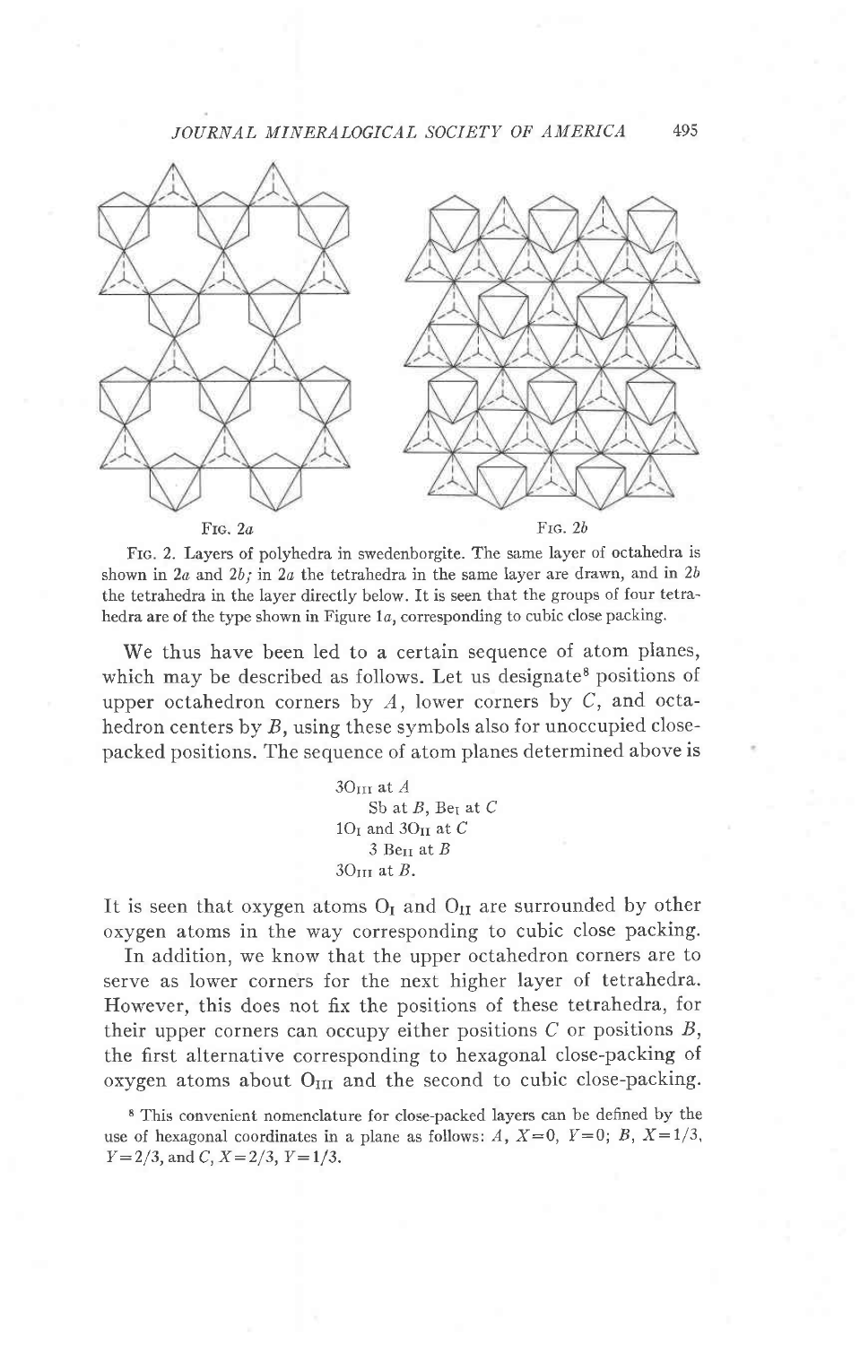Fig. 2a

Fig. 2b

Fig. 2. Layers of polyhedra in swedenborgite. The same layer of octahedra is shown in 2a and 2b; in 2a the tetrahedra in the same layer are drawn, and in 2b the tetrahedra in the layer directly below. It is seen that the groups of four tetrahedra are of the type shown in Figure 1a, corresponding to cubic close packing.

We thus have been led to a certain sequence of atom planes, which may be described as follows. Let us designate[8] positions of upper octahedron corners by $A$, lower corners by $C$, and octahedron centers by $B$, using these symbols also for unoccupied close-packed positions. The sequence of atom planes determined above is

$3O_{III}$ at $A$
  Sb at $B$, $Be_I$ at $C$
$1O_I$ and $3O_{II}$ at $C$
  $3\ Be_{II}$ at $B$
$3O_{III}$ at $B$.

It is seen that oxygen atoms $O_I$ and $O_{II}$ are surrounded by other oxygen atoms in the way corresponding to cubic close packing.

In addition, we know that the upper octahedron corners are to serve as lower corners for the next higher layer of tetrahedra. However, this does not fix the positions of these tetrahedra, for their upper corners can occupy either positions $C$ or positions $B$, the first alternative corresponding to hexagonal close-packing of oxygen atoms about $O_{III}$ and the second to cubic close-packing.

[8] This convenient nomenclature for close-packed layers can be defined by the use of hexagonal coordinates in a plane as follows: $A$, $X=0$, $Y=0$; $B$, $X=1/3$, $Y=2/3$, and $C$, $X=2/3$, $Y=1/3$.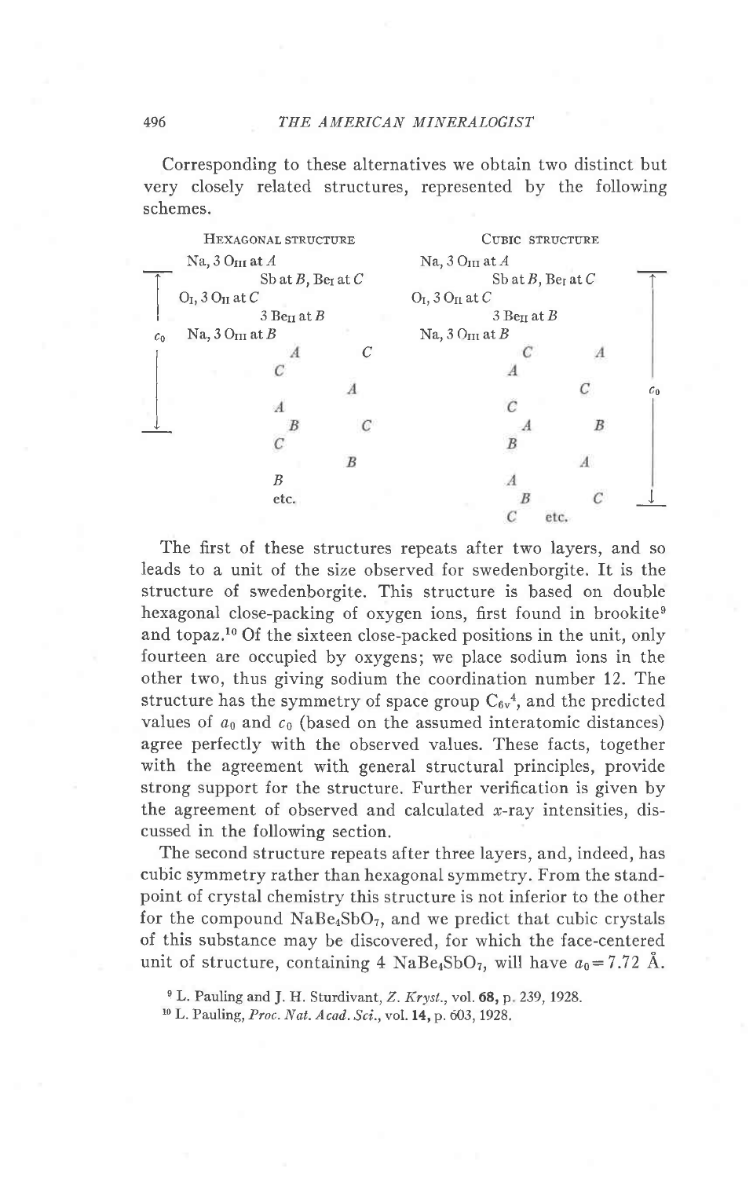Corresponding to these alternatives we obtain two distinct but very closely related structures, represented by the following schemes.

```
        HEXAGONAL STRUCTURE                    CUBIC STRUCTURE
    Na, 3 O_III at A                       Na, 3 O_III at A
 ↑              Sb at B, Be_I at C                   Sb at B, Be_I at C       ↑
 |  O_I, 3 O_II at C                       O_I, 3 O_II at C                   |
 |             3 Be_II at B                          3 Be_II at B             |
c0  Na, 3 O_III at B                       Na, 3 O_III at B                   |
 |              A          C                          C          A            |
 |          C                                     A                           |
 |                         A                                     C           c0
 |          A                                     C                           |
 ↓              B          C                          A          B            |
            C                                     B                           |
                           B                                     A            |
            B                                     A                           |
            etc.                                      B          C            ↓
                                                  C      etc.
```

The first of these structures repeats after two layers, and so leads to a unit of the size observed for swedenborgite. It is the structure of swedenborgite. This structure is based on double hexagonal close-packing of oxygen ions, first found in brookite[9] and topaz.[10] Of the sixteen close-packed positions in the unit, only fourteen are occupied by oxygens; we place sodium ions in the other two, thus giving sodium the coordination number 12. The structure has the symmetry of space group $C_{6v}^{4}$, and the predicted values of $a_0$ and $c_0$ (based on the assumed interatomic distances) agree perfectly with the observed values. These facts, together with the agreement with general structural principles, provide strong support for the structure. Further verification is given by the agreement of observed and calculated $x$-ray intensities, discussed in the following section.

The second structure repeats after three layers, and, indeed, has cubic symmetry rather than hexagonal symmetry. From the standpoint of crystal chemistry this structure is not inferior to the other for the compound $NaBe_4SbO_7$, and we predict that cubic crystals of this substance may be discovered, for which the face-centered unit of structure, containing 4 $NaBe_4SbO_7$, will have $a_0 = 7.72$ Å.

[9] L. Pauling and J. H. Sturdivant, *Z. Kryst.*, vol. **68**, p. 239, 1928.

[10] L. Pauling, *Proc. Nat. Acad. Sci.*, vol. **14**, p. 603, 1928.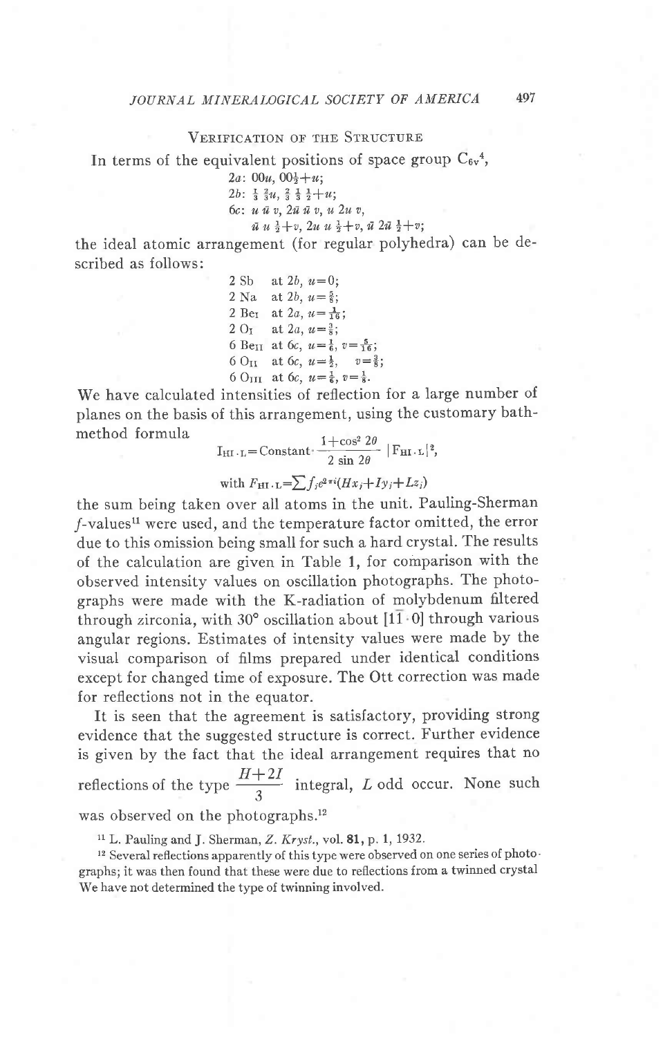## Verification of the Structure

In terms of the equivalent positions of space group $C_{6v}^4$,

$2a$: $00u$, $00\frac{1}{2}+u$;

$2b$: $\frac{1}{3}\,\frac{2}{3}u$, $\frac{2}{3}\,\frac{1}{3}\,\frac{1}{2}+u$;

$6c$: $u\,\bar{u}\,v$, $2\bar{u}\,\bar{u}\,v$, $u\,2u\,v$,

$\bar{u}\,u\,\frac{1}{2}+v$, $2u\,u\,\frac{1}{2}+v$, $\bar{u}\,2\bar{u}\,\frac{1}{2}+v$;

the ideal atomic arrangement (for regular polyhedra) can be described as follows:

2 Sb at $2b$, $u=0$;
2 Na at $2b$, $u=\frac{5}{8}$;
2 $Be_I$ at $2a$, $u=\frac{1}{16}$;
2 $O_I$ at $2a$, $u=\frac{3}{8}$;
6 $Be_{II}$ at $6c$, $u=\frac{1}{6}$, $v=\frac{5}{16}$;
6 $O_{II}$ at $6c$, $u=\frac{1}{2}$, $v=\frac{3}{8}$;
6 $O_{III}$ at $6c$, $u=\frac{1}{6}$, $v=\frac{1}{8}$.

We have calculated intensities of reflection for a large number of planes on the basis of this arrangement, using the customary bath-method formula

$$I_{HI\cdot L}=\text{Constant}\cdot\frac{1+\cos^2 2\theta}{2\sin 2\theta}\,|F_{HI\cdot L}|^2,$$

$$\text{with } F_{HI\cdot L}=\sum f_i e^{2\pi i}(Hx_i+Iy_i+Lz_i)$$

the sum being taken over all atoms in the unit. Pauling-Sherman $f$-values[11] were used, and the temperature factor omitted, the error due to this omission being small for such a hard crystal. The results of the calculation are given in Table 1, for comparison with the observed intensity values on oscillation photographs. The photographs were made with the K-radiation of molybdenum filtered through zirconia, with 30° oscillation about $[1\bar{1}\cdot 0]$ through various angular regions. Estimates of intensity values were made by the visual comparison of films prepared under identical conditions except for changed time of exposure. The Ott correction was made for reflections not in the equator.

It is seen that the agreement is satisfactory, providing strong evidence that the suggested structure is correct. Further evidence is given by the fact that the ideal arrangement requires that no reflections of the type $\frac{H+2I}{3}$ integral, $L$ odd occur. None such was observed on the photographs.[12]

[11] L. Pauling and J. Sherman, *Z. Kryst.*, vol. **81**, p. 1, 1932.

[12] Several reflections apparently of this type were observed on one series of photographs; it was then found that these were due to reflections from a twinned crystal We have not determined the type of twinning involved.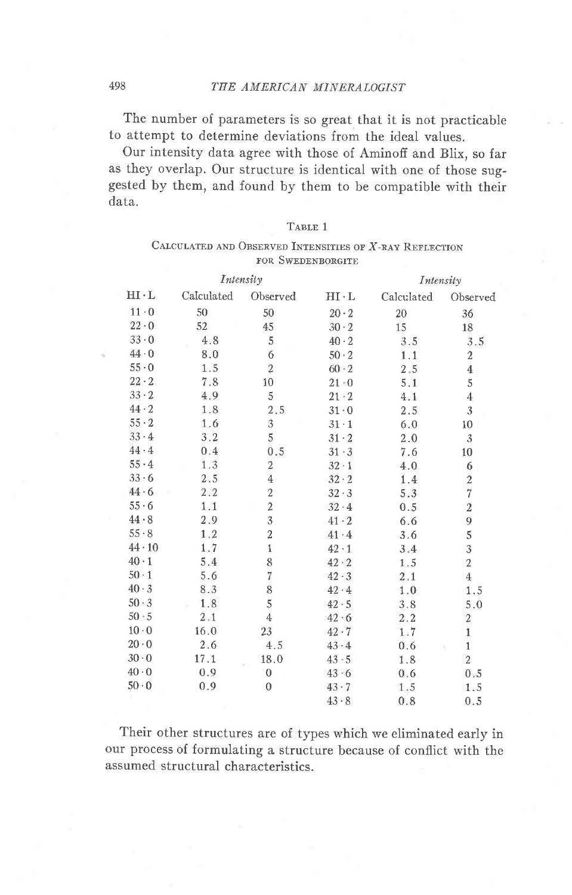The number of parameters is so great that it is not practicable to attempt to determine deviations from the ideal values.

Our intensity data agree with those of Aminoff and Blix, so far as they overlap. Our structure is identical with one of those suggested by them, and found by them to be compatible with their data.

TABLE 1

CALCULATED AND OBSERVED INTENSITIES OF X-RAY REFLECTION FOR SWEDENBORGITE

| | *Intensity* | | | *Intensity* | |
|---|---|---|---|---|---|
| HI·L | Calculated | Observed | HI·L | Calculated | Observed |
| 11·0 | 50 | 50 | 20·2 | 20 | 36 |
| 22·0 | 52 | 45 | 30·2 | 15 | 18 |
| 33·0 | 4.8 | 5 | 40·2 | 3.5 | 3.5 |
| 44·0 | 8.0 | 6 | 50·2 | 1.1 | 2 |
| 55·0 | 1.5 | 2 | 60·2 | 2.5 | 4 |
| 22·2 | 7.8 | 10 | 21·0 | 5.1 | 5 |
| 33·2 | 4.9 | 5 | 21·2 | 4.1 | 4 |
| 44·2 | 1.8 | 2.5 | 31·0 | 2.5 | 3 |
| 55·2 | 1.6 | 3 | 31·1 | 6.0 | 10 |
| 33·4 | 3.2 | 5 | 31·2 | 2.0 | 3 |
| 44·4 | 0.4 | 0.5 | 31·3 | 7.6 | 10 |
| 55·4 | 1.3 | 2 | 32·1 | 4.0 | 6 |
| 33·6 | 2.5 | 4 | 32·2 | 1.4 | 2 |
| 44·6 | 2.2 | 2 | 32·3 | 5.3 | 7 |
| 55·6 | 1.1 | 2 | 32·4 | 0.5 | 2 |
| 44·8 | 2.9 | 3 | 41·2 | 6.6 | 9 |
| 55·8 | 1.2 | 2 | 41·4 | 3.6 | 5 |
| 44·10 | 1.7 | 1 | 42·1 | 3.4 | 3 |
| 40·1 | 5.4 | 8 | 42·2 | 1.5 | 2 |
| 50·1 | 5.6 | 7 | 42·3 | 2.1 | 4 |
| 40·3 | 8.3 | 8 | 42·4 | 1.0 | 1.5 |
| 50·3 | 1.8 | 5 | 42·5 | 3.8 | 5.0 |
| 50·5 | 2.1 | 4 | 42·6 | 2.2 | 2 |
| 10·0 | 16.0 | 23 | 42·7 | 1.7 | 1 |
| 20·0 | 2.6 | 4.5 | 43·4 | 0.6 | 1 |
| 30·0 | 17.1 | 18.0 | 43·5 | 1.8 | 2 |
| 40·0 | 0.9 | 0 | 43·6 | 0.6 | 0.5 |
| 50·0 | 0.9 | 0 | 43·7 | 1.5 | 1.5 |
| | | | 43·8 | 0.8 | 0.5 |

Their other structures are of types which we eliminated early in our process of formulating a structure because of conflict with the assumed structural characteristics.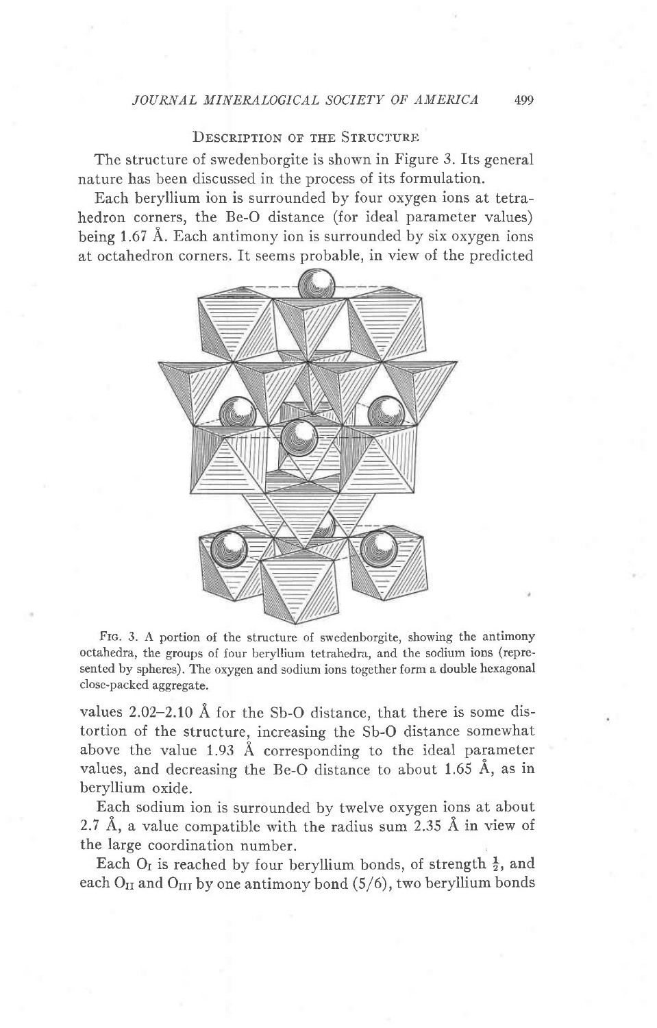## Description of the Structure

The structure of swedenborgite is shown in Figure 3. Its general nature has been discussed in the process of its formulation.

Each beryllium ion is surrounded by four oxygen ions at tetrahedron corners, the Be-O distance (for ideal parameter values) being 1.67 Å. Each antimony ion is surrounded by six oxygen ions at octahedron corners. It seems probable, in view of the predicted

Fig. 3. A portion of the structure of swedenborgite, showing the antimony octahedra, the groups of four beryllium tetrahedra, and the sodium ions (represented by spheres). The oxygen and sodium ions together form a double hexagonal close-packed aggregate.

values 2.02–2.10 Å for the Sb-O distance, that there is some distortion of the structure, increasing the Sb-O distance somewhat above the value 1.93 Å corresponding to the ideal parameter values, and decreasing the Be-O distance to about 1.65 Å, as in beryllium oxide.

Each sodium ion is surrounded by twelve oxygen ions at about 2.7 Å, a value compatible with the radius sum 2.35 Å in view of the large coordination number.

Each $O_I$ is reached by four beryllium bonds, of strength $\frac{1}{2}$, and each $O_{II}$ and $O_{III}$ by one antimony bond (5/6), two beryllium bonds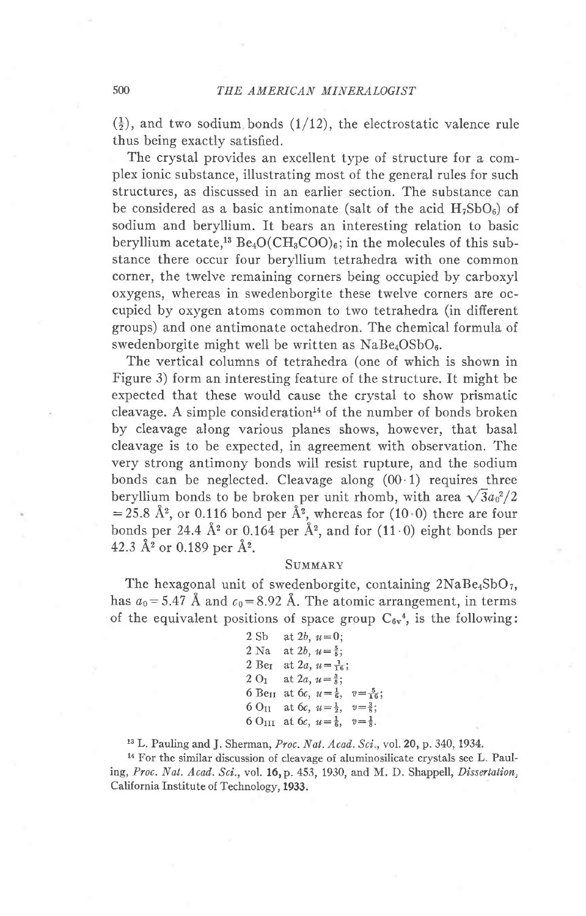$(\frac{1}{2})$, and two sodium bonds $(1/12)$, the electrostatic valence rule thus being exactly satisfied.

The crystal provides an excellent type of structure for a complex ionic substance, illustrating most of the general rules for such structures, as discussed in an earlier section. The substance can be considered as a basic antimonate (salt of the acid $H_7SbO_6$) of sodium and beryllium. It bears an interesting relation to basic beryllium acetate,[13] $Be_4O(CH_3COO)_6$; in the molecules of this substance there occur four beryllium tetrahedra with one common corner, the twelve remaining corners being occupied by carboxyl oxygens, whereas in swedenborgite these twelve corners are occupied by oxygen atoms common to two tetrahedra (in different groups) and one antimonate octahedron. The chemical formula of swedenborgite might well be written as $NaBe_4OSbO_6$.

The vertical columns of tetrahedra (one of which is shown in Figure 3) form an interesting feature of the structure. It might be expected that these would cause the crystal to show prismatic cleavage. A simple consideration[14] of the number of bonds broken by cleavage along various planes shows, however, that basal cleavage is to be expected, in agreement with observation. The very strong antimony bonds will resist rupture, and the sodium bonds can be neglected. Cleavage along $(00\cdot1)$ requires three beryllium bonds to be broken per unit rhomb, with area $\sqrt{3}a_0^2/2 = 25.8$ Å$^2$, or 0.116 bond per Å$^2$, whereas for $(10\cdot0)$ there are four bonds per 24.4 Å$^2$ or 0.164 per Å$^2$, and for $(11\cdot0)$ eight bonds per 42.3 Å$^2$ or 0.189 per Å$^2$.

## Summary

The hexagonal unit of swedenborgite, containing $2NaBe_4SbO_7$, has $a_0 = 5.47$ Å and $c_0 = 8.92$ Å. The atomic arrangement, in terms of the equivalent positions of space group $C_{6v}^4$, is the following:

2 Sb at $2b$, $u=0$;
2 Na at $2b$, $u=\frac{5}{8}$;
2 $Be_I$ at $2a$, $u=\frac{1}{16}$;
2 $O_I$ at $2a$, $u=\frac{3}{8}$;
6 $Be_{II}$ at $6c$, $u=\frac{1}{6}$, $v=\frac{5}{16}$;
6 $O_{II}$ at $6c$, $u=\frac{1}{2}$, $v=\frac{3}{8}$;
6 $O_{III}$ at $6c$, $u=\frac{1}{6}$, $v=\frac{1}{8}$.

[13] L. Pauling and J. Sherman, *Proc. Nat. Acad. Sci.*, vol. **20**, p. 340, 1934.

[14] For the similar discussion of cleavage of aluminosilicate crystals see L. Pauling, *Proc. Nat. Acad. Sci.*, vol. **16**, p. 453, 1930, and M. D. Shappell, *Dissertation*, California Institute of Technology, **1933**.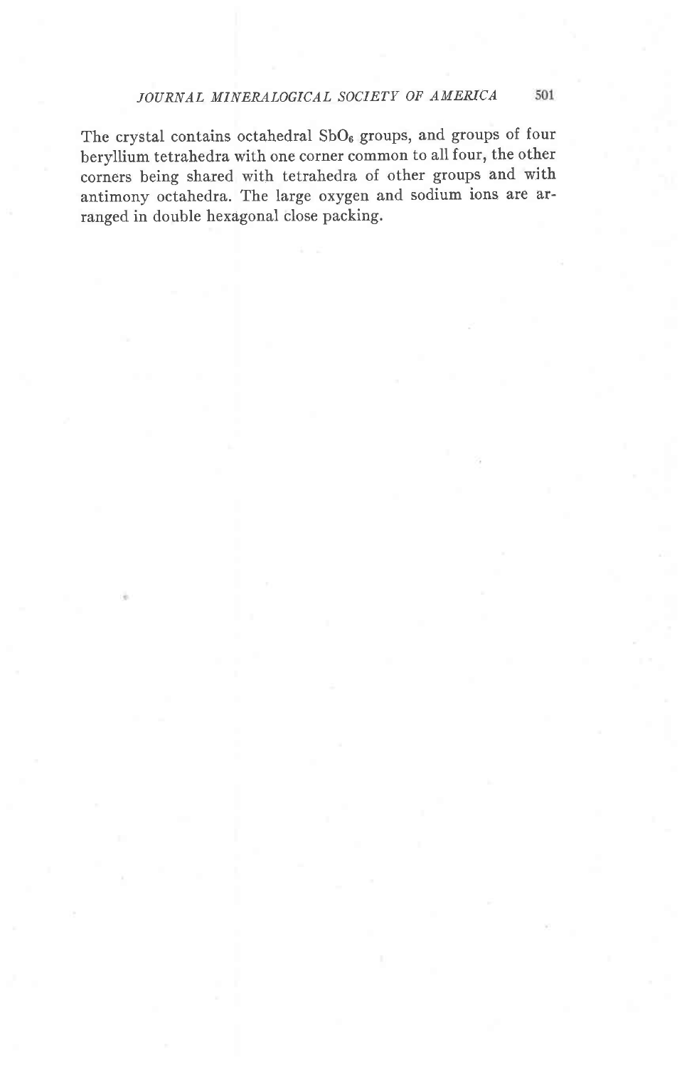The crystal contains octahedral $SbO_6$ groups, and groups of four beryllium tetrahedra with one corner common to all four, the other corners being shared with tetrahedra of other groups and with antimony octahedra. The large oxygen and sodium ions are arranged in double hexagonal close packing.